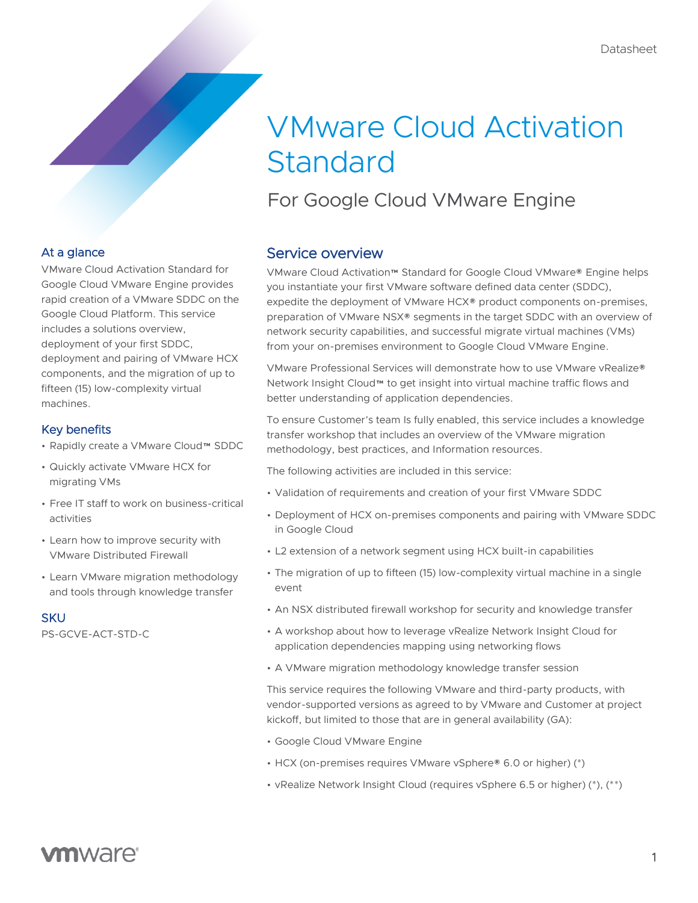Datasheet

# VMware Cloud Activation Standard

## For Google Cloud VMware Engine

### At a glance

VMware Cloud Activation Standard for Google Cloud VMware Engine provides rapid creation of a VMware SDDC on the Google Cloud Platform. This service includes a solutions overview, deployment of your first SDDC, deployment and pairing of VMware HCX components, and the migration of up to fifteen (15) low-complexity virtual machines.

### Key benefits

- Rapidly create a VMware Cloud™ SDDC
- Quickly activate VMware HCX for migrating VMs
- Free IT staff to work on business-critical activities
- Learn how to improve security with VMware Distributed Firewall
- Learn VMware migration methodology and tools through knowledge transfer

### SKU

PS-GCVE-ACT-STD-C

### Service overview

VMware Cloud Activation™ Standard for Google Cloud VMware® Engine helps you instantiate your first VMware software defined data center (SDDC), expedite the deployment of VMware HCX® product components on-premises, preparation of VMware NSX® segments in the target SDDC with an overview of network security capabilities, and successful migrate virtual machines (VMs) from your on-premises environment to Google Cloud VMware Engine.

VMware Professional Services will demonstrate how to use VMware vRealize® Network Insight Cloud™ to get insight into virtual machine traffic flows and better understanding of application dependencies.

To ensure Customer's team Is fully enabled, this service includes a knowledge transfer workshop that includes an overview of the VMware migration methodology, best practices, and Information resources.

The following activities are included in this service:

- Validation of requirements and creation of your first VMware SDDC
- Deployment of HCX on-premises components and pairing with VMware SDDC in Google Cloud
- L2 extension of a network segment using HCX built-in capabilities
- The migration of up to fifteen (15) low-complexity virtual machine in a single event
- An NSX distributed firewall workshop for security and knowledge transfer
- A workshop about how to leverage vRealize Network Insight Cloud for application dependencies mapping using networking flows
- A VMware migration methodology knowledge transfer session

This service requires the following VMware and third-party products, with vendor-supported versions as agreed to by VMware and Customer at project kickoff, but limited to those that are in general availability (GA):

- Google Cloud VMware Engine
- HCX (on-premises requires VMware vSphere® 6.0 or higher) (*)
- vRealize Network Insight Cloud (requires vSphere 6.5 or higher) (*), (**)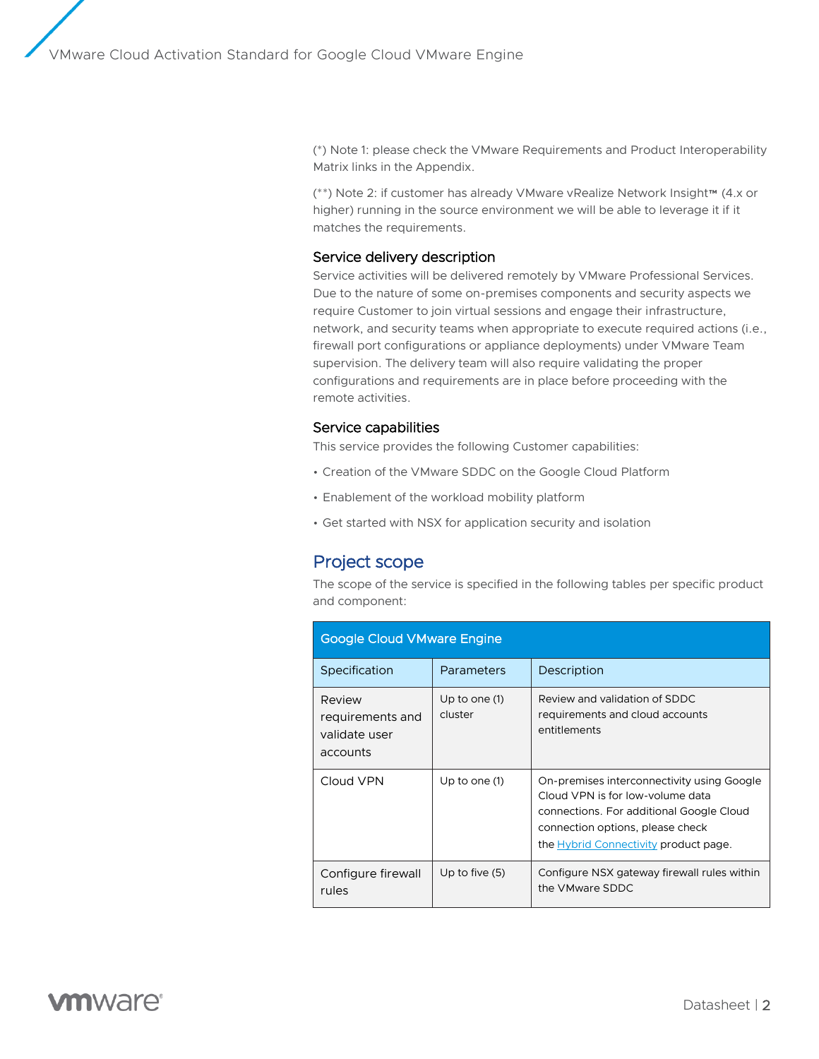(*) Note 1: please check the VMware Requirements and Product Interoperability Matrix links in the Appendix.

(**) Note 2: if customer has already VMware vRealize Network Insight™ (4.x or higher) running in the source environment we will be able to leverage it if it matches the requirements.

### Service delivery description

Service activities will be delivered remotely by VMware Professional Services. Due to the nature of some on-premises components and security aspects we require Customer to join virtual sessions and engage their infrastructure, network, and security teams when appropriate to execute required actions (i.e., firewall port configurations or appliance deployments) under VMware Team supervision. The delivery team will also require validating the proper configurations and requirements are in place before proceeding with the remote activities.

### Service capabilities

This service provides the following Customer capabilities:

- Creation of the VMware SDDC on the Google Cloud Platform
- Enablement of the workload mobility platform
- Get started with NSX for application security and isolation

## Project scope

The scope of the service is specified in the following tables per specific product and component:

| Google Cloud VMware Engine | | |
|---|---|---|
| Specification | Parameters | Description |
| Review requirements and validate user accounts | Up to one (1) cluster | Review and validation of SDDC requirements and cloud accounts entitlements |
| Cloud VPN | Up to one (1) | On-premises interconnectivity using Google Cloud VPN is for low-volume data connections. For additional Google Cloud connection options, please check the Hybrid Connectivity product page. |
| Configure firewall rules | Up to five (5) | Configure NSX gateway firewall rules within the VMware SDDC |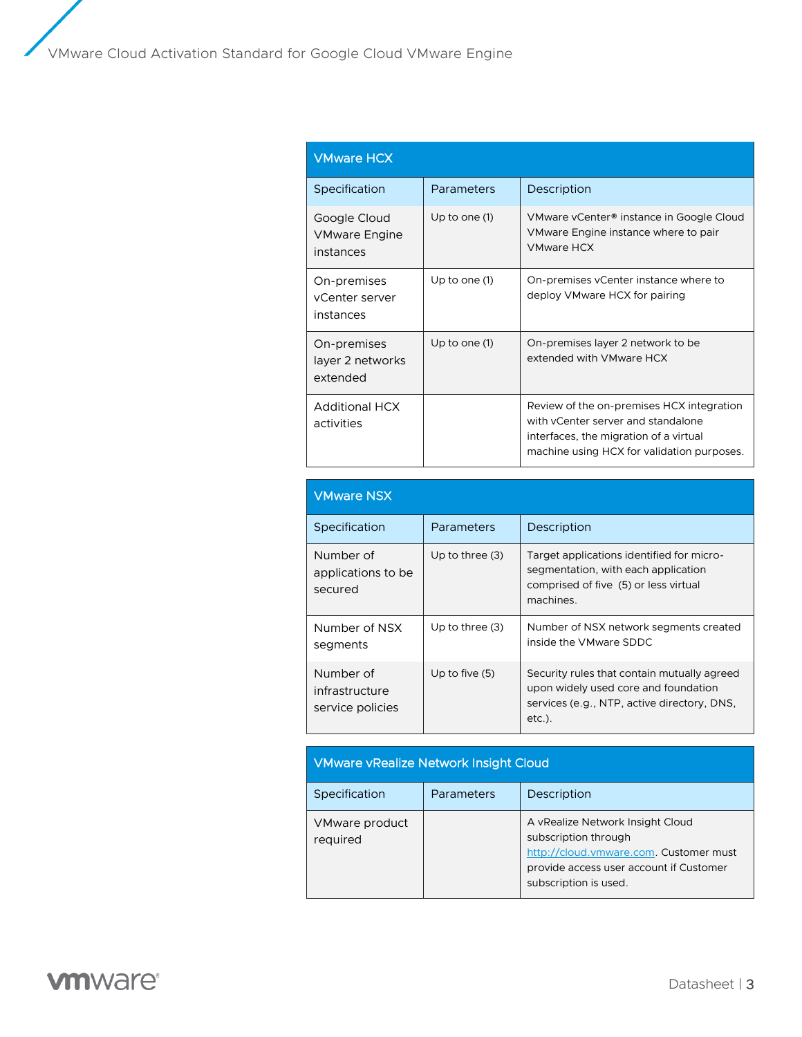## VMware HCX

| Specification | Parameters | Description |
|---|---|---|
| Google Cloud VMware Engine instances | Up to one (1) | VMware vCenter® instance in Google Cloud VMware Engine instance where to pair VMware HCX |
| On-premises vCenter server instances | Up to one (1) | On-premises vCenter instance where to deploy VMware HCX for pairing |
| On-premises layer 2 networks extended | Up to one (1) | On-premises layer 2 network to be extended with VMware HCX |
| Additional HCX activities | | Review of the on-premises HCX integration with vCenter server and standalone interfaces, the migration of a virtual machine using HCX for validation purposes. |

## VMware NSX

| Specification | Parameters | Description |
|---|---|---|
| Number of applications to be secured | Up to three (3) | Target applications identified for micro-segmentation, with each application comprised of five (5) or less virtual machines. |
| Number of NSX segments | Up to three (3) | Number of NSX network segments created inside the VMware SDDC |
| Number of infrastructure service policies | Up to five (5) | Security rules that contain mutually agreed upon widely used core and foundation services (e.g., NTP, active directory, DNS, etc.). |

## VMware vRealize Network Insight Cloud

| Specification | Parameters | Description |
|---|---|---|
| VMware product required | | A vRealize Network Insight Cloud subscription through http://cloud.vmware.com. Customer must provide access user account if Customer subscription is used. |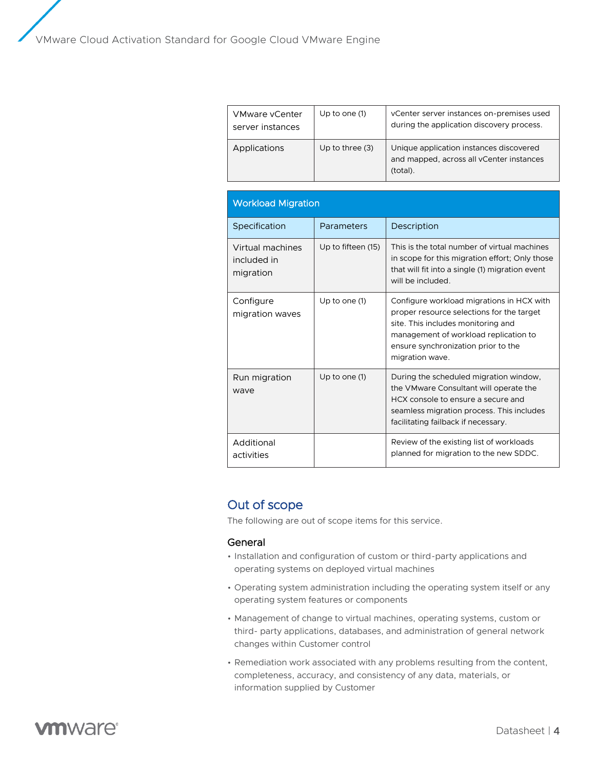| | | |
|---|---|---|
| VMware vCenter server instances | Up to one (1) | vCenter server instances on-premises used during the application discovery process. |
| Applications | Up to three (3) | Unique application instances discovered and mapped, across all vCenter instances (total). |

| Workload Migration | | |
|---|---|---|
| **Specification** | **Parameters** | **Description** |
| Virtual machines included in migration | Up to fifteen (15) | This is the total number of virtual machines in scope for this migration effort; Only those that will fit into a single (1) migration event will be included. |
| Configure migration waves | Up to one (1) | Configure workload migrations in HCX with proper resource selections for the target site. This includes monitoring and management of workload replication to ensure synchronization prior to the migration wave. |
| Run migration wave | Up to one (1) | During the scheduled migration window, the VMware Consultant will operate the HCX console to ensure a secure and seamless migration process. This includes facilitating failback if necessary. |
| Additional activities | | Review of the existing list of workloads planned for migration to the new SDDC. |

## Out of scope

The following are out of scope items for this service.

### General

- Installation and configuration of custom or third-party applications and operating systems on deployed virtual machines
- Operating system administration including the operating system itself or any operating system features or components
- Management of change to virtual machines, operating systems, custom or third- party applications, databases, and administration of general network changes within Customer control
- Remediation work associated with any problems resulting from the content, completeness, accuracy, and consistency of any data, materials, or information supplied by Customer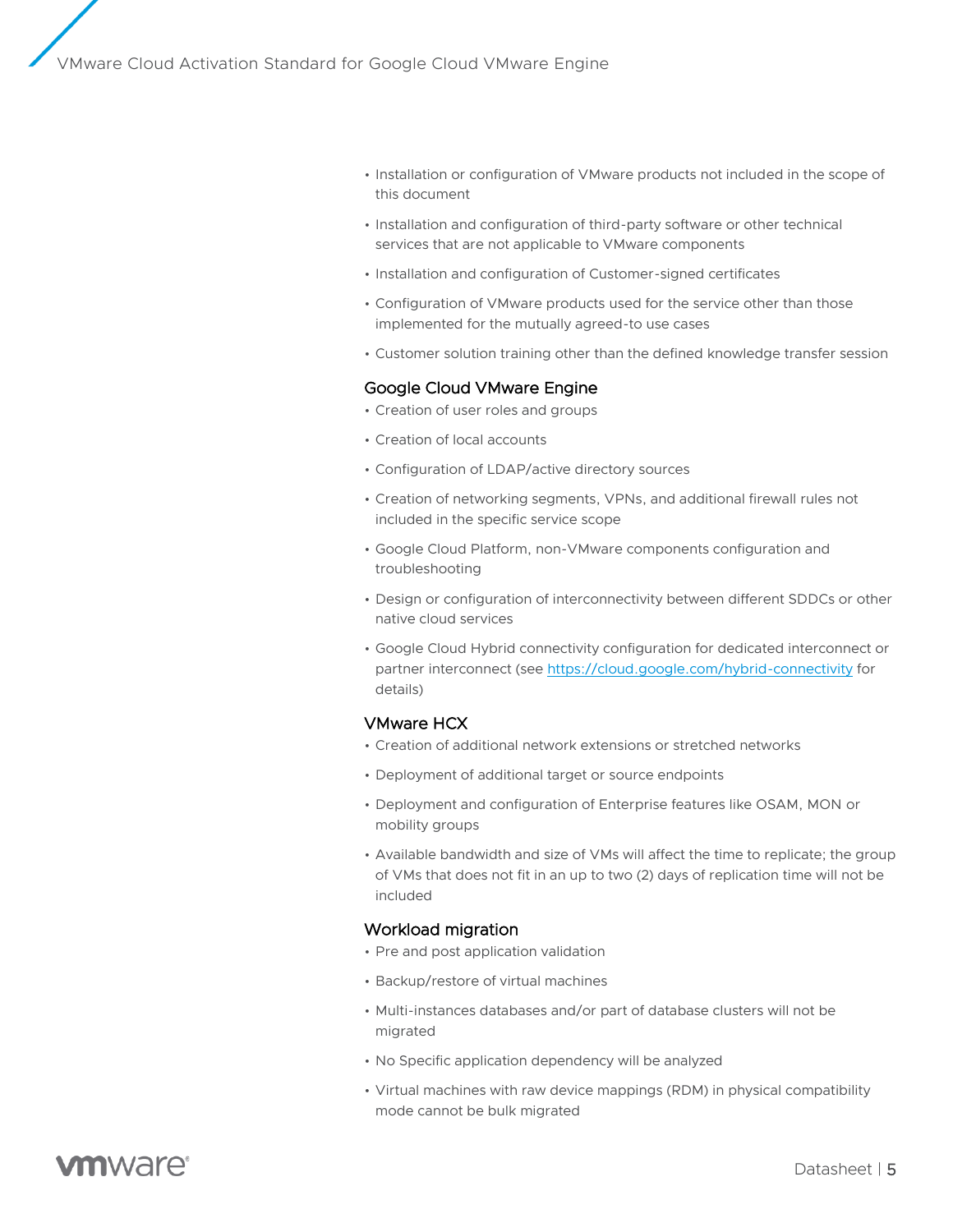- Installation or configuration of VMware products not included in the scope of this document
- Installation and configuration of third-party software or other technical services that are not applicable to VMware components
- Installation and configuration of Customer-signed certificates
- Configuration of VMware products used for the service other than those implemented for the mutually agreed-to use cases
- Customer solution training other than the defined knowledge transfer session

### Google Cloud VMware Engine

- Creation of user roles and groups
- Creation of local accounts
- Configuration of LDAP/active directory sources
- Creation of networking segments, VPNs, and additional firewall rules not included in the specific service scope
- Google Cloud Platform, non-VMware components configuration and troubleshooting
- Design or configuration of interconnectivity between different SDDCs or other native cloud services
- Google Cloud Hybrid connectivity configuration for dedicated interconnect or partner interconnect (see [https://cloud.google.com/hybrid-connectivity](https://cloud.google.com/hybrid-connectivity) for details)

### VMware HCX

- Creation of additional network extensions or stretched networks
- Deployment of additional target or source endpoints
- Deployment and configuration of Enterprise features like OSAM, MON or mobility groups
- Available bandwidth and size of VMs will affect the time to replicate; the group of VMs that does not fit in an up to two (2) days of replication time will not be included

### Workload migration

- Pre and post application validation
- Backup/restore of virtual machines
- Multi-instances databases and/or part of database clusters will not be migrated
- No Specific application dependency will be analyzed
- Virtual machines with raw device mappings (RDM) in physical compatibility mode cannot be bulk migrated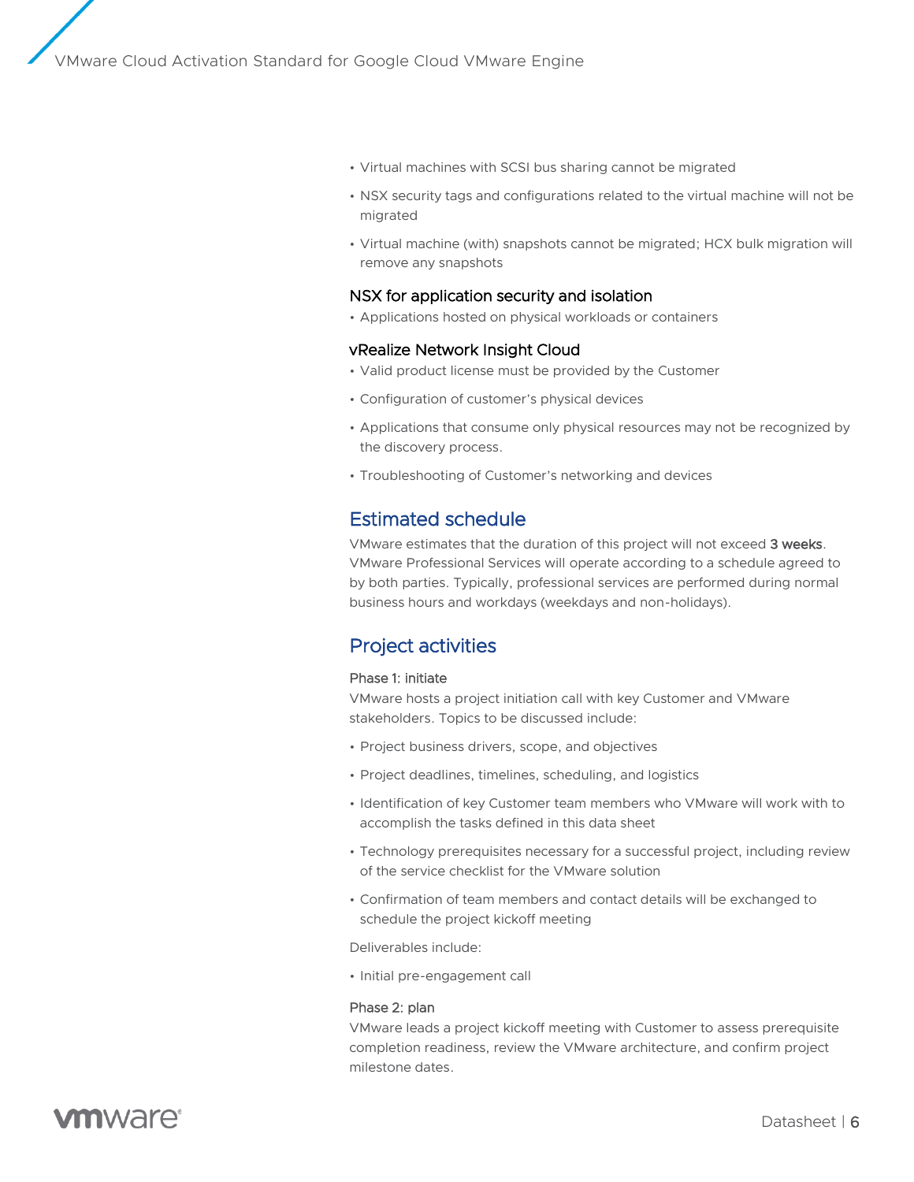- Virtual machines with SCSI bus sharing cannot be migrated
- NSX security tags and configurations related to the virtual machine will not be migrated
- Virtual machine (with) snapshots cannot be migrated; HCX bulk migration will remove any snapshots

### NSX for application security and isolation

- Applications hosted on physical workloads or containers

### vRealize Network Insight Cloud

- Valid product license must be provided by the Customer
- Configuration of customer's physical devices
- Applications that consume only physical resources may not be recognized by the discovery process.
- Troubleshooting of Customer's networking and devices

## Estimated schedule

VMware estimates that the duration of this project will not exceed **3 weeks**. VMware Professional Services will operate according to a schedule agreed to by both parties. Typically, professional services are performed during normal business hours and workdays (weekdays and non-holidays).

## Project activities

#### Phase 1: initiate

VMware hosts a project initiation call with key Customer and VMware stakeholders. Topics to be discussed include:

- Project business drivers, scope, and objectives
- Project deadlines, timelines, scheduling, and logistics
- Identification of key Customer team members who VMware will work with to accomplish the tasks defined in this data sheet
- Technology prerequisites necessary for a successful project, including review of the service checklist for the VMware solution
- Confirmation of team members and contact details will be exchanged to schedule the project kickoff meeting

Deliverables include:

- Initial pre-engagement call

#### Phase 2: plan

VMware leads a project kickoff meeting with Customer to assess prerequisite completion readiness, review the VMware architecture, and confirm project milestone dates.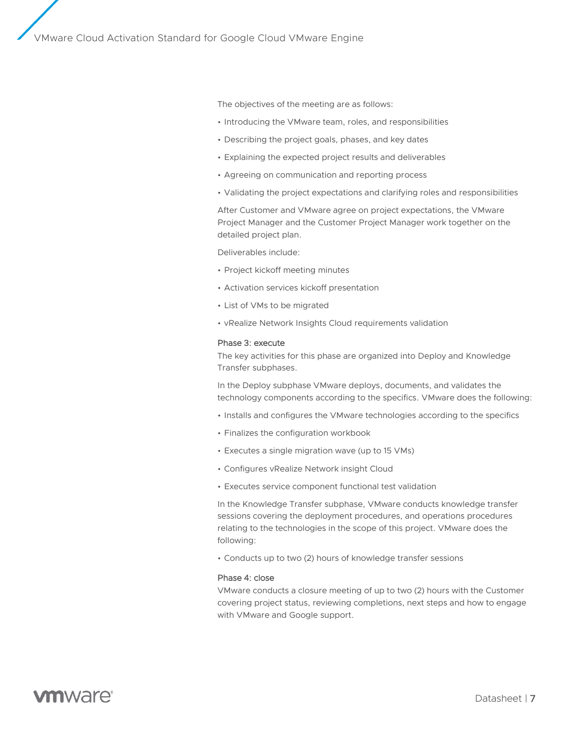The objectives of the meeting are as follows:

- Introducing the VMware team, roles, and responsibilities
- Describing the project goals, phases, and key dates
- Explaining the expected project results and deliverables
- Agreeing on communication and reporting process
- Validating the project expectations and clarifying roles and responsibilities

After Customer and VMware agree on project expectations, the VMware Project Manager and the Customer Project Manager work together on the detailed project plan.

Deliverables include:

- Project kickoff meeting minutes
- Activation services kickoff presentation
- List of VMs to be migrated
- vRealize Network Insights Cloud requirements validation

### Phase 3: execute

The key activities for this phase are organized into Deploy and Knowledge Transfer subphases.

In the Deploy subphase VMware deploys, documents, and validates the technology components according to the specifics. VMware does the following:

- Installs and configures the VMware technologies according to the specifics
- Finalizes the configuration workbook
- Executes a single migration wave (up to 15 VMs)
- Configures vRealize Network insight Cloud
- Executes service component functional test validation

In the Knowledge Transfer subphase, VMware conducts knowledge transfer sessions covering the deployment procedures, and operations procedures relating to the technologies in the scope of this project. VMware does the following:

- Conducts up to two (2) hours of knowledge transfer sessions

### Phase 4: close

VMware conducts a closure meeting of up to two (2) hours with the Customer covering project status, reviewing completions, next steps and how to engage with VMware and Google support.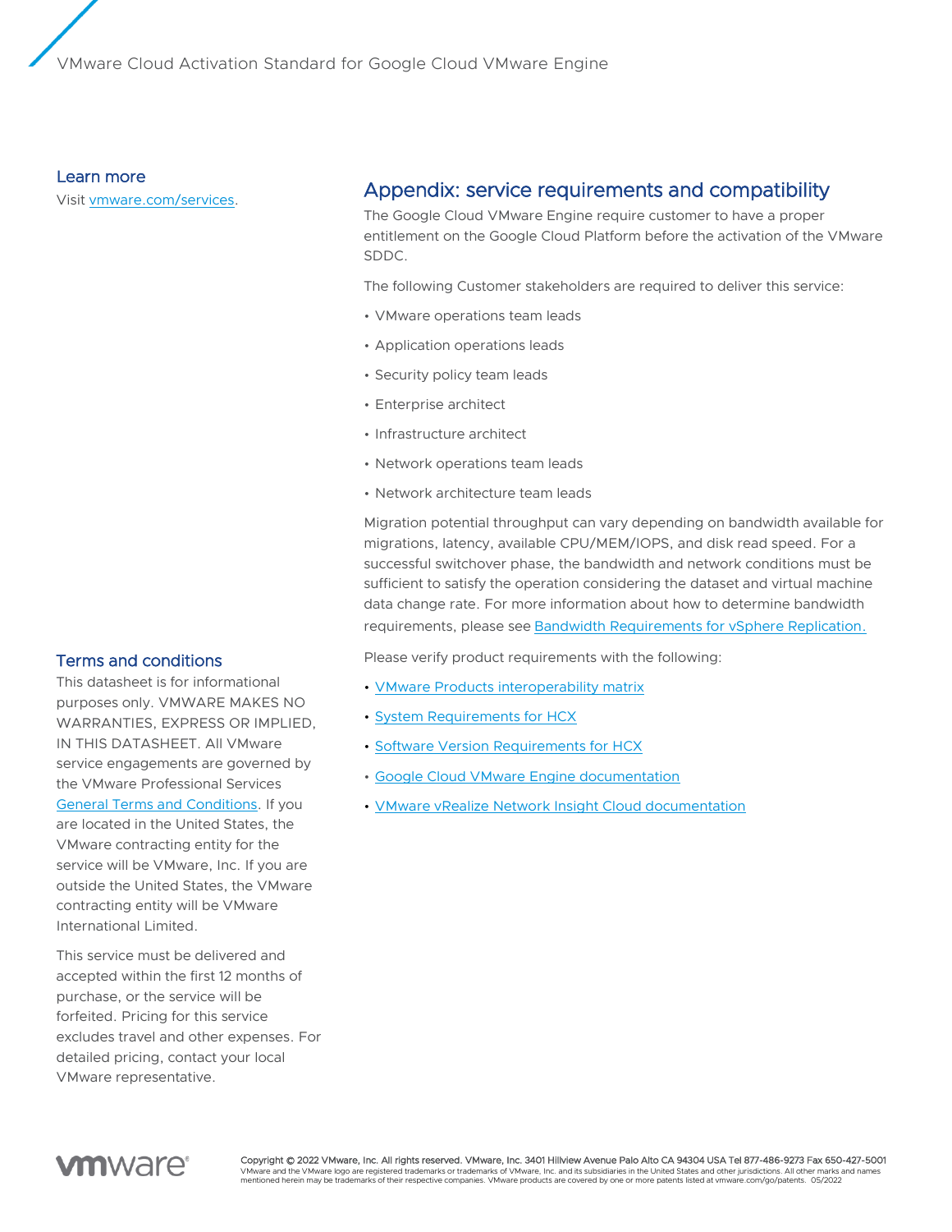## Learn more

Visit [vmware.com/services](vmware.com/services).

## Terms and conditions

This datasheet is for informational purposes only. VMWARE MAKES NO WARRANTIES, EXPRESS OR IMPLIED, IN THIS DATASHEET. All VMware service engagements are governed by the VMware Professional Services General Terms and Conditions. If you are located in the United States, the VMware contracting entity for the service will be VMware, Inc. If you are outside the United States, the VMware contracting entity will be VMware International Limited.

This service must be delivered and accepted within the first 12 months of purchase, or the service will be forfeited. Pricing for this service excludes travel and other expenses. For detailed pricing, contact your local VMware representative.

## Appendix: service requirements and compatibility

The Google Cloud VMware Engine require customer to have a proper entitlement on the Google Cloud Platform before the activation of the VMware SDDC.

The following Customer stakeholders are required to deliver this service:

- VMware operations team leads
- Application operations leads
- Security policy team leads
- Enterprise architect
- Infrastructure architect
- Network operations team leads
- Network architecture team leads

Migration potential throughput can vary depending on bandwidth available for migrations, latency, available CPU/MEM/IOPS, and disk read speed. For a successful switchover phase, the bandwidth and network conditions must be sufficient to satisfy the operation considering the dataset and virtual machine data change rate. For more information about how to determine bandwidth requirements, please see Bandwidth Requirements for vSphere Replication.

Please verify product requirements with the following:

- VMware Products interoperability matrix
- System Requirements for HCX
- Software Version Requirements for HCX
- Google Cloud VMware Engine documentation
- VMware vRealize Network Insight Cloud documentation

Copyright © 2022 VMware, Inc. All rights reserved. VMware, Inc. 3401 Hillview Avenue Palo Alto CA 94304 USA Tel 877-486-9273 Fax 650-427-5001 VMware and the VMware logo are registered trademarks or trademarks of VMware, Inc. and its subsidiaries in the United States and other jurisdictions. All other marks and names mentioned herein may be trademarks of their respective companies. VMware products are covered by one or more patents listed at vmware.com/go/patents. 05/2022